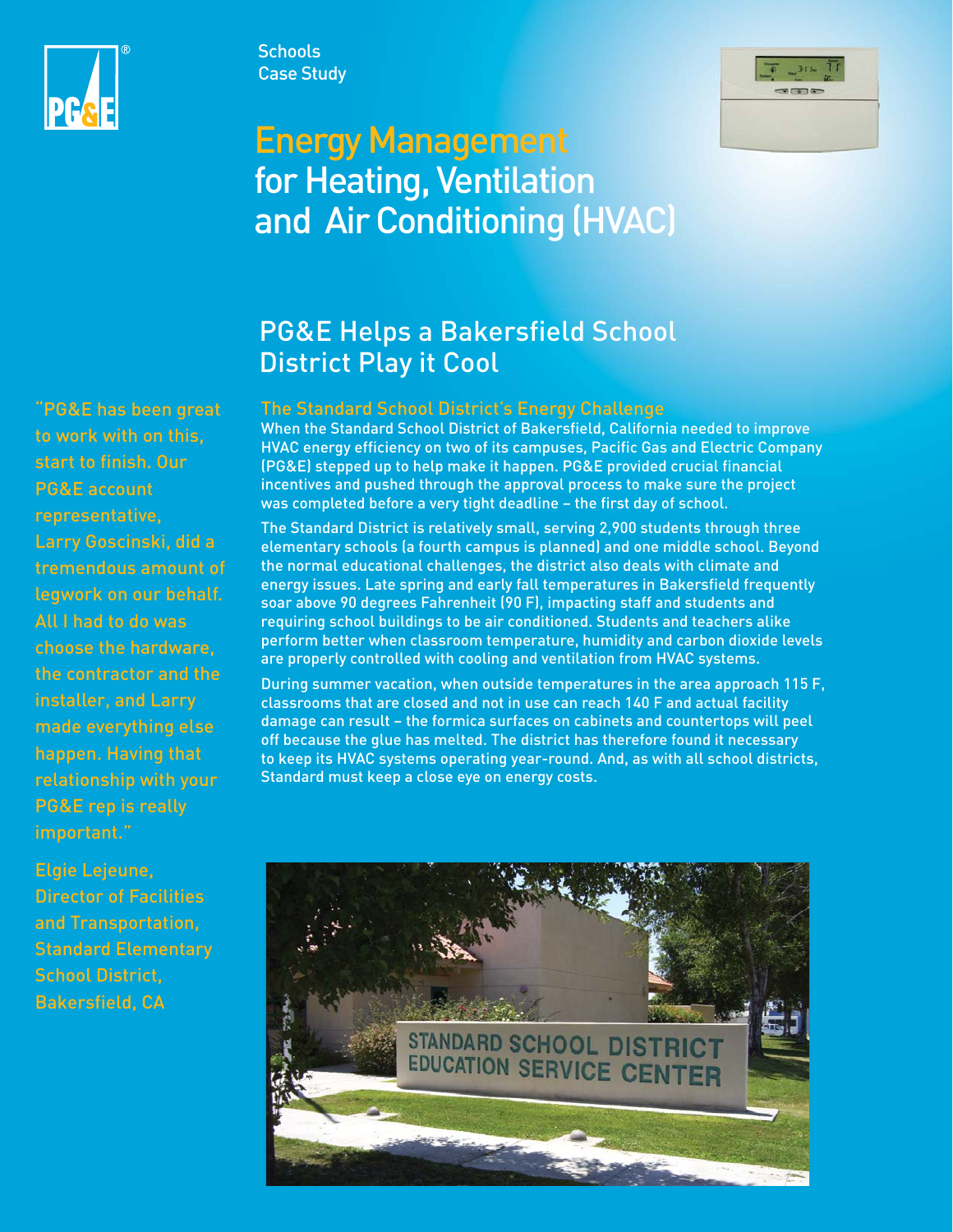Schools
Case Study

# Energy Management for Heating, Ventilation and Air Conditioning (HVAC)

## PG&E Helps a Bakersfield School District Play it Cool

"PG&E has been great to work with on this, start to finish. Our PG&E account representative, Larry Goscinski, did a tremendous amount of legwork on our behalf. All I had to do was choose the hardware, the contractor and the installer, and Larry made everything else happen. Having that relationship with your PG&E rep is really important."

Elgie Lejeune,
Director of Facilities and Transportation,
Standard Elementary School District,
Bakersfield, CA

### The Standard School District's Energy Challenge

When the Standard School District of Bakersfield, California needed to improve HVAC energy efficiency on two of its campuses, Pacific Gas and Electric Company (PG&E) stepped up to help make it happen. PG&E provided crucial financial incentives and pushed through the approval process to make sure the project was completed before a very tight deadline – the first day of school.

The Standard District is relatively small, serving 2,900 students through three elementary schools (a fourth campus is planned) and one middle school. Beyond the normal educational challenges, the district also deals with climate and energy issues. Late spring and early fall temperatures in Bakersfield frequently soar above 90 degrees Fahrenheit (90 F), impacting staff and students and requiring school buildings to be air conditioned. Students and teachers alike perform better when classroom temperature, humidity and carbon dioxide levels are properly controlled with cooling and ventilation from HVAC systems.

During summer vacation, when outside temperatures in the area approach 115 F, classrooms that are closed and not in use can reach 140 F and actual facility damage can result – the formica surfaces on cabinets and countertops will peel off because the glue has melted. The district has therefore found it necessary to keep its HVAC systems operating year-round. And, as with all school districts, Standard must keep a close eye on energy costs.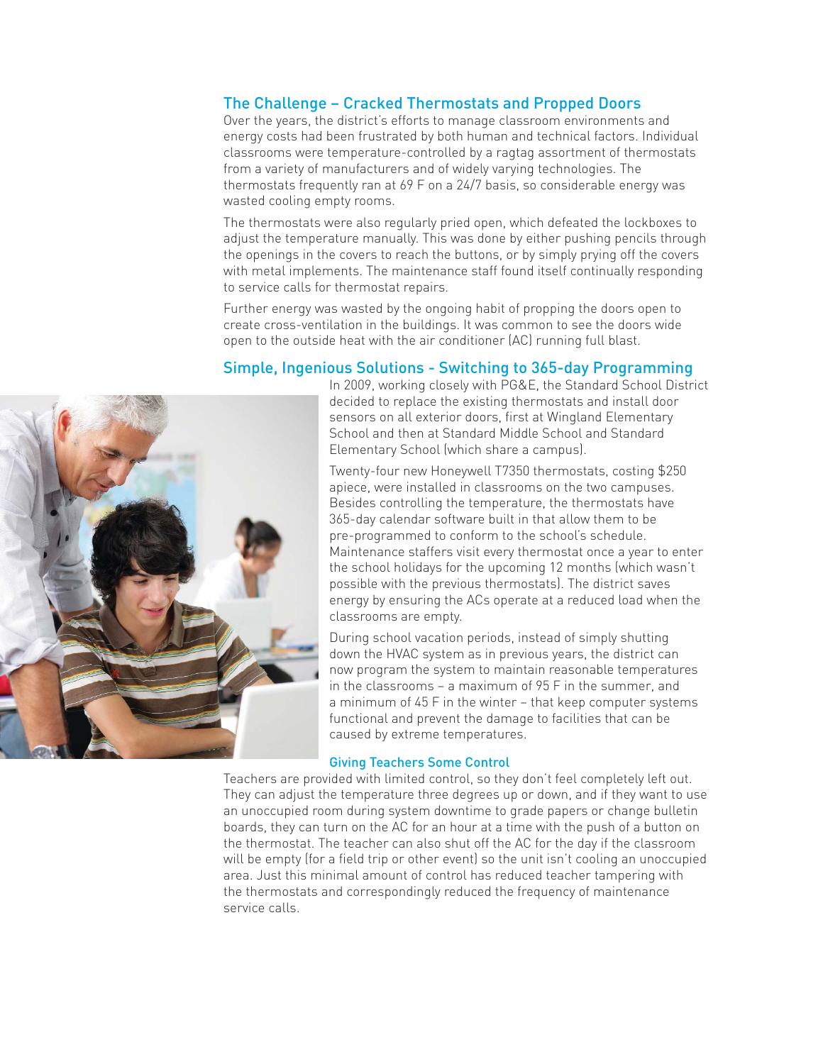## The Challenge – Cracked Thermostats and Propped Doors

Over the years, the district's efforts to manage classroom environments and energy costs had been frustrated by both human and technical factors. Individual classrooms were temperature-controlled by a ragtag assortment of thermostats from a variety of manufacturers and of widely varying technologies. The thermostats frequently ran at 69 F on a 24/7 basis, so considerable energy was wasted cooling empty rooms.

The thermostats were also regularly pried open, which defeated the lockboxes to adjust the temperature manually. This was done by either pushing pencils through the openings in the covers to reach the buttons, or by simply prying off the covers with metal implements. The maintenance staff found itself continually responding to service calls for thermostat repairs.

Further energy was wasted by the ongoing habit of propping the doors open to create cross-ventilation in the buildings. It was common to see the doors wide open to the outside heat with the air conditioner (AC) running full blast.

## Simple, Ingenious Solutions - Switching to 365-day Programming

In 2009, working closely with PG&E, the Standard School District decided to replace the existing thermostats and install door sensors on all exterior doors, first at Wingland Elementary School and then at Standard Middle School and Standard Elementary School (which share a campus).

Twenty-four new Honeywell T7350 thermostats, costing $250 apiece, were installed in classrooms on the two campuses. Besides controlling the temperature, the thermostats have 365-day calendar software built in that allow them to be pre-programmed to conform to the school's schedule. Maintenance staffers visit every thermostat once a year to enter the school holidays for the upcoming 12 months (which wasn't possible with the previous thermostats). The district saves energy by ensuring the ACs operate at a reduced load when the classrooms are empty.

During school vacation periods, instead of simply shutting down the HVAC system as in previous years, the district can now program the system to maintain reasonable temperatures in the classrooms – a maximum of 95 F in the summer, and a minimum of 45 F in the winter – that keep computer systems functional and prevent the damage to facilities that can be caused by extreme temperatures.

### Giving Teachers Some Control

Teachers are provided with limited control, so they don't feel completely left out. They can adjust the temperature three degrees up or down, and if they want to use an unoccupied room during system downtime to grade papers or change bulletin boards, they can turn on the AC for an hour at a time with the push of a button on the thermostat. The teacher can also shut off the AC for the day if the classroom will be empty (for a field trip or other event) so the unit isn't cooling an unoccupied area. Just this minimal amount of control has reduced teacher tampering with the thermostats and correspondingly reduced the frequency of maintenance service calls.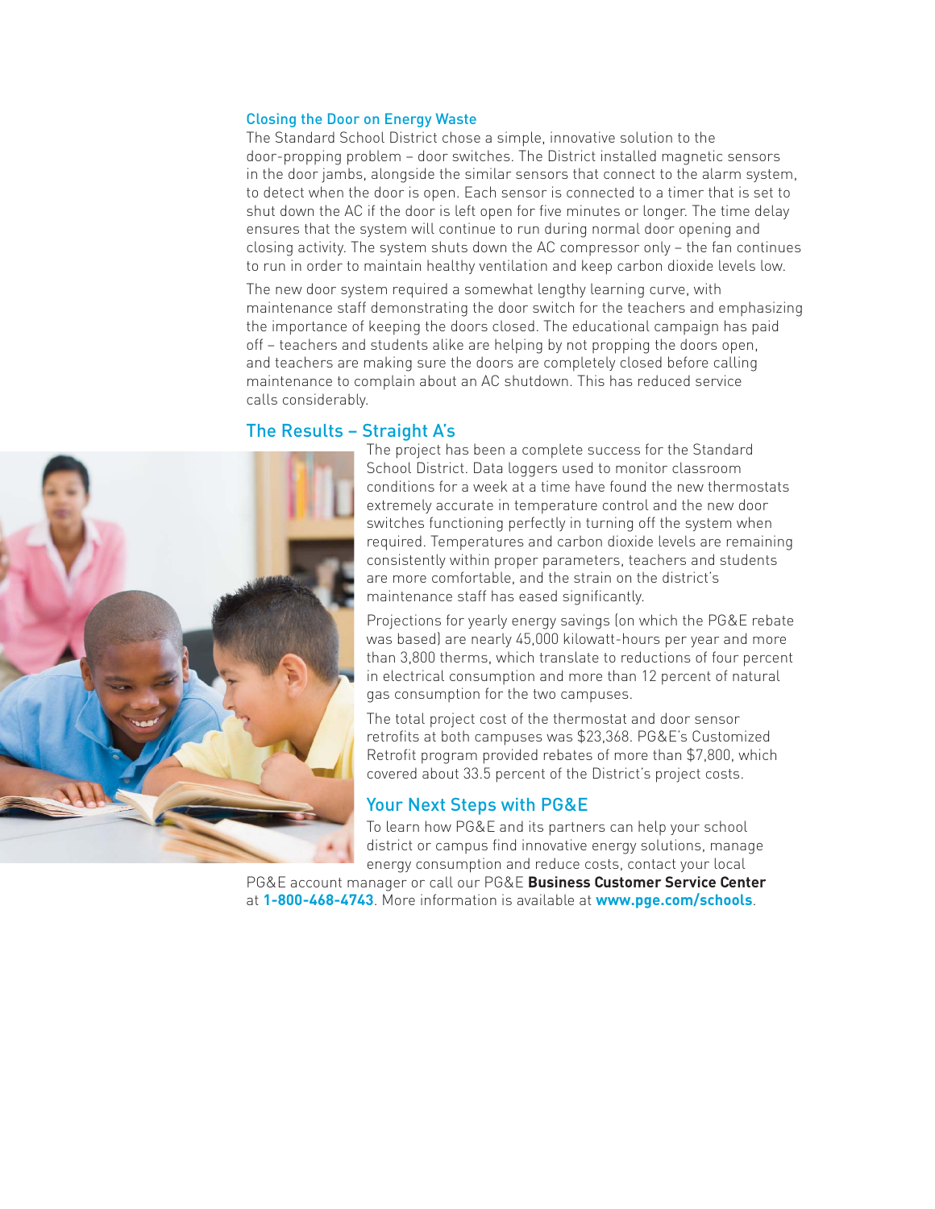## Closing the Door on Energy Waste

The Standard School District chose a simple, innovative solution to the door-propping problem – door switches. The District installed magnetic sensors in the door jambs, alongside the similar sensors that connect to the alarm system, to detect when the door is open. Each sensor is connected to a timer that is set to shut down the AC if the door is left open for five minutes or longer. The time delay ensures that the system will continue to run during normal door opening and closing activity. The system shuts down the AC compressor only – the fan continues to run in order to maintain healthy ventilation and keep carbon dioxide levels low.

The new door system required a somewhat lengthy learning curve, with maintenance staff demonstrating the door switch for the teachers and emphasizing the importance of keeping the doors closed. The educational campaign has paid off – teachers and students alike are helping by not propping the doors open, and teachers are making sure the doors are completely closed before calling maintenance to complain about an AC shutdown. This has reduced service calls considerably.

## The Results – Straight A's

The project has been a complete success for the Standard School District. Data loggers used to monitor classroom conditions for a week at a time have found the new thermostats extremely accurate in temperature control and the new door switches functioning perfectly in turning off the system when required. Temperatures and carbon dioxide levels are remaining consistently within proper parameters, teachers and students are more comfortable, and the strain on the district's maintenance staff has eased significantly.

Projections for yearly energy savings (on which the PG&E rebate was based) are nearly 45,000 kilowatt-hours per year and more than 3,800 therms, which translate to reductions of four percent in electrical consumption and more than 12 percent of natural gas consumption for the two campuses.

The total project cost of the thermostat and door sensor retrofits at both campuses was $23,368. PG&E's Customized Retrofit program provided rebates of more than $7,800, which covered about 33.5 percent of the District's project costs.

## Your Next Steps with PG&E

To learn how PG&E and its partners can help your school district or campus find innovative energy solutions, manage energy consumption and reduce costs, contact your local PG&E account manager or call our PG&E **Business Customer Service Center** at **1-800-468-4743**. More information is available at **www.pge.com/schools**.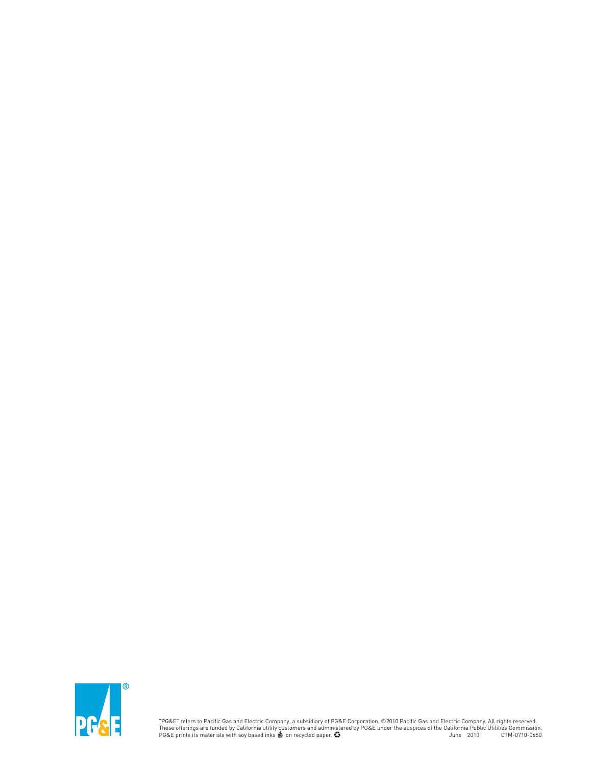"PG&E" refers to Pacific Gas and Electric Company, a subsidiary of PG&E Corporation. ©2010 Pacific Gas and Electric Company. All rights reserved.
These offerings are funded by California utility customers and administered by PG&E under the auspices of the California Public Utilities Commission.
PG&E prints its materials with soy based inks on recycled paper. June 2010 CTM-0710-0650